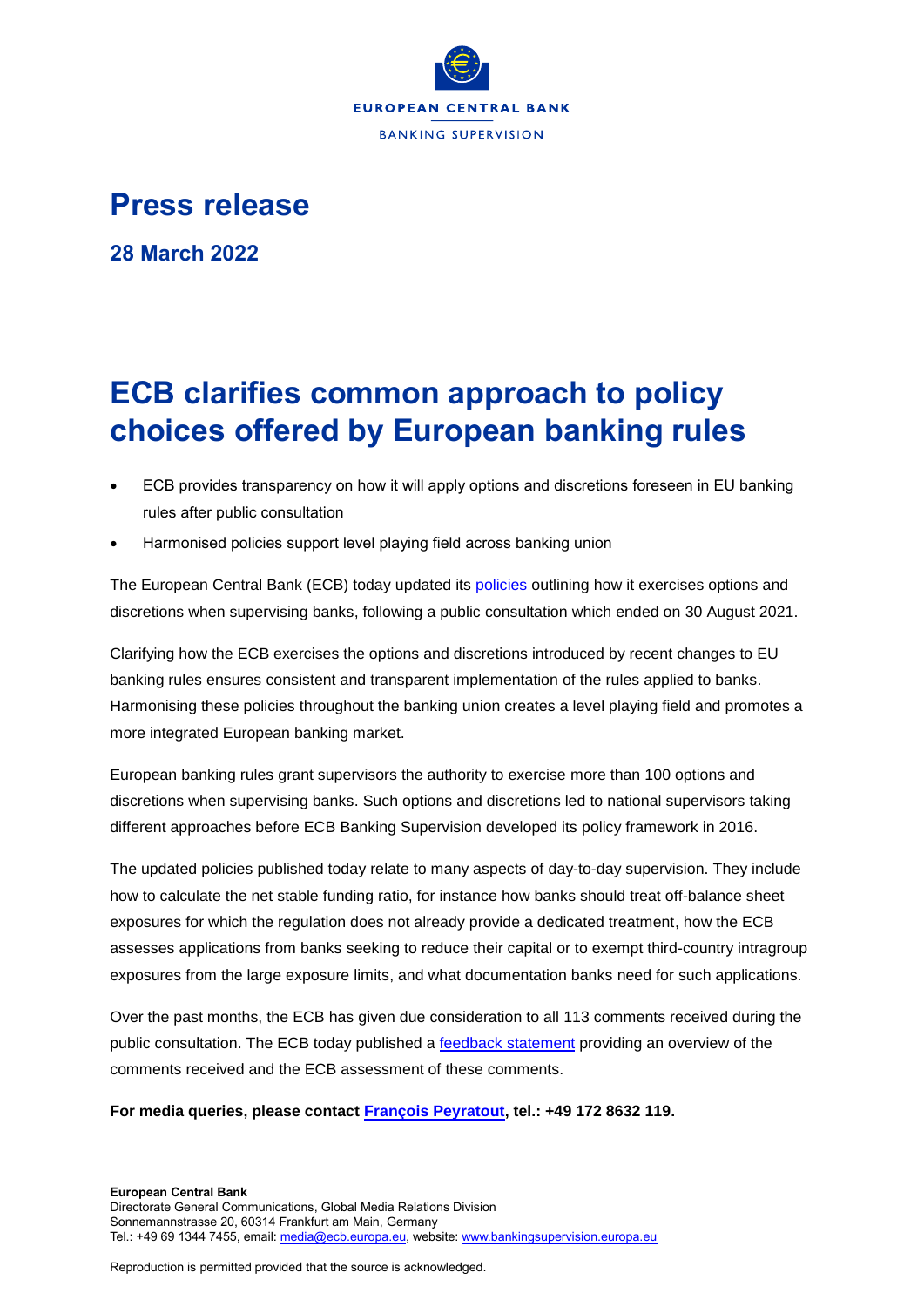EUROPEAN CENTRAL BANK

BANKING SUPERVISION

# Press release

**28 March 2022**

# ECB clarifies common approach to policy choices offered by European banking rules

- ECB provides transparency on how it will apply options and discretions foreseen in EU banking rules after public consultation
- Harmonised policies support level playing field across banking union

The European Central Bank (ECB) today updated its policies outlining how it exercises options and discretions when supervising banks, following a public consultation which ended on 30 August 2021.

Clarifying how the ECB exercises the options and discretions introduced by recent changes to EU banking rules ensures consistent and transparent implementation of the rules applied to banks. Harmonising these policies throughout the banking union creates a level playing field and promotes a more integrated European banking market.

European banking rules grant supervisors the authority to exercise more than 100 options and discretions when supervising banks. Such options and discretions led to national supervisors taking different approaches before ECB Banking Supervision developed its policy framework in 2016.

The updated policies published today relate to many aspects of day-to-day supervision. They include how to calculate the net stable funding ratio, for instance how banks should treat off-balance sheet exposures for which the regulation does not already provide a dedicated treatment, how the ECB assesses applications from banks seeking to reduce their capital or to exempt third-country intragroup exposures from the large exposure limits, and what documentation banks need for such applications.

Over the past months, the ECB has given due consideration to all 113 comments received during the public consultation. The ECB today published a feedback statement providing an overview of the comments received and the ECB assessment of these comments.

**For media queries, please contact François Peyratout, tel.: +49 172 8632 119.**

**European Central Bank**
Directorate General Communications, Global Media Relations Division
Sonnemannstrasse 20, 60314 Frankfurt am Main, Germany
Tel.: +49 69 1344 7455, email: media@ecb.europa.eu, website: www.bankingsupervision.europa.eu

Reproduction is permitted provided that the source is acknowledged.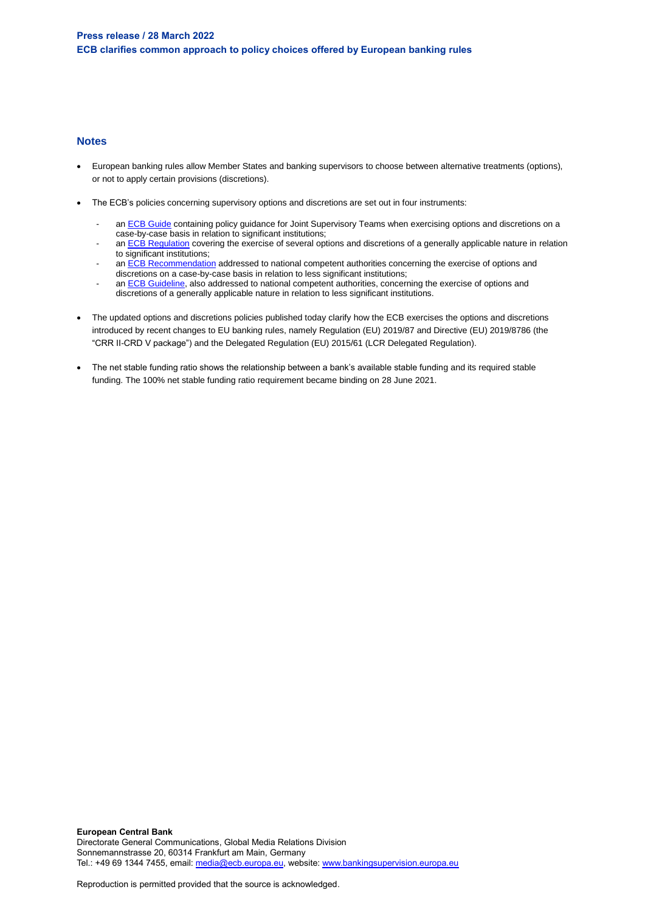## Notes

- European banking rules allow Member States and banking supervisors to choose between alternative treatments (options), or not to apply certain provisions (discretions).
- The ECB's policies concerning supervisory options and discretions are set out in four instruments:
  - an ECB Guide containing policy guidance for Joint Supervisory Teams when exercising options and discretions on a case-by-case basis in relation to significant institutions;
  - an ECB Regulation covering the exercise of several options and discretions of a generally applicable nature in relation to significant institutions;
  - an ECB Recommendation addressed to national competent authorities concerning the exercise of options and discretions on a case-by-case basis in relation to less significant institutions;
  - an ECB Guideline, also addressed to national competent authorities, concerning the exercise of options and discretions of a generally applicable nature in relation to less significant institutions.
- The updated options and discretions policies published today clarify how the ECB exercises the options and discretions introduced by recent changes to EU banking rules, namely Regulation (EU) 2019/87 and Directive (EU) 2019/8786 (the "CRR II-CRD V package") and the Delegated Regulation (EU) 2015/61 (LCR Delegated Regulation).
- The net stable funding ratio shows the relationship between a bank's available stable funding and its required stable funding. The 100% net stable funding ratio requirement became binding on 28 June 2021.

**European Central Bank**
Directorate General Communications, Global Media Relations Division
Sonnemannstrasse 20, 60314 Frankfurt am Main, Germany
Tel.: +49 69 1344 7455, email: media@ecb.europa.eu, website: www.bankingsupervision.europa.eu

Reproduction is permitted provided that the source is acknowledged.